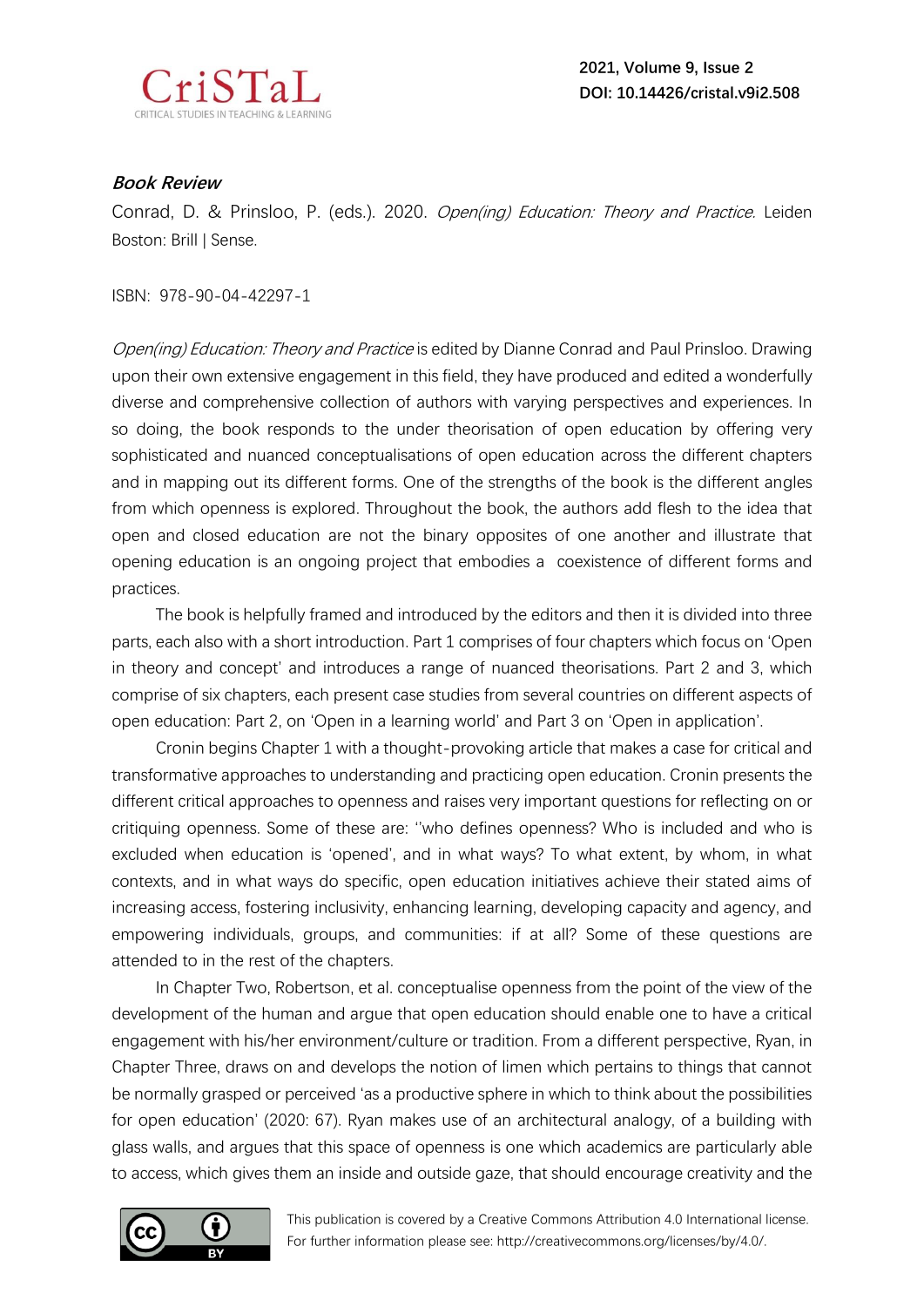***Book Review***

Conrad, D. & Prinsloo, P. (eds.). 2020. *Open(ing) Education: Theory and Practice*. Leiden Boston: Brill | Sense.

ISBN: 978-90-04-42297-1

*Open(ing) Education: Theory and Practice* is edited by Dianne Conrad and Paul Prinsloo. Drawing upon their own extensive engagement in this field, they have produced and edited a wonderfully diverse and comprehensive collection of authors with varying perspectives and experiences. In so doing, the book responds to the under theorisation of open education by offering very sophisticated and nuanced conceptualisations of open education across the different chapters and in mapping out its different forms. One of the strengths of the book is the different angles from which openness is explored. Throughout the book, the authors add flesh to the idea that open and closed education are not the binary opposites of one another and illustrate that opening education is an ongoing project that embodies a coexistence of different forms and practices.

The book is helpfully framed and introduced by the editors and then it is divided into three parts, each also with a short introduction. Part 1 comprises of four chapters which focus on 'Open in theory and concept' and introduces a range of nuanced theorisations. Part 2 and 3, which comprise of six chapters, each present case studies from several countries on different aspects of open education: Part 2, on 'Open in a learning world' and Part 3 on 'Open in application'.

Cronin begins Chapter 1 with a thought-provoking article that makes a case for critical and transformative approaches to understanding and practicing open education. Cronin presents the different critical approaches to openness and raises very important questions for reflecting on or critiquing openness. Some of these are: ''who defines openness? Who is included and who is excluded when education is 'opened', and in what ways? To what extent, by whom, in what contexts, and in what ways do specific, open education initiatives achieve their stated aims of increasing access, fostering inclusivity, enhancing learning, developing capacity and agency, and empowering individuals, groups, and communities: if at all? Some of these questions are attended to in the rest of the chapters.

In Chapter Two, Robertson, et al. conceptualise openness from the point of the view of the development of the human and argue that open education should enable one to have a critical engagement with his/her environment/culture or tradition. From a different perspective, Ryan, in Chapter Three, draws on and develops the notion of limen which pertains to things that cannot be normally grasped or perceived 'as a productive sphere in which to think about the possibilities for open education' (2020: 67). Ryan makes use of an architectural analogy, of a building with glass walls, and argues that this space of openness is one which academics are particularly able to access, which gives them an inside and outside gaze, that should encourage creativity and the

This publication is covered by a Creative Commons Attribution 4.0 International license. For further information please see: http://creativecommons.org/licenses/by/4.0/.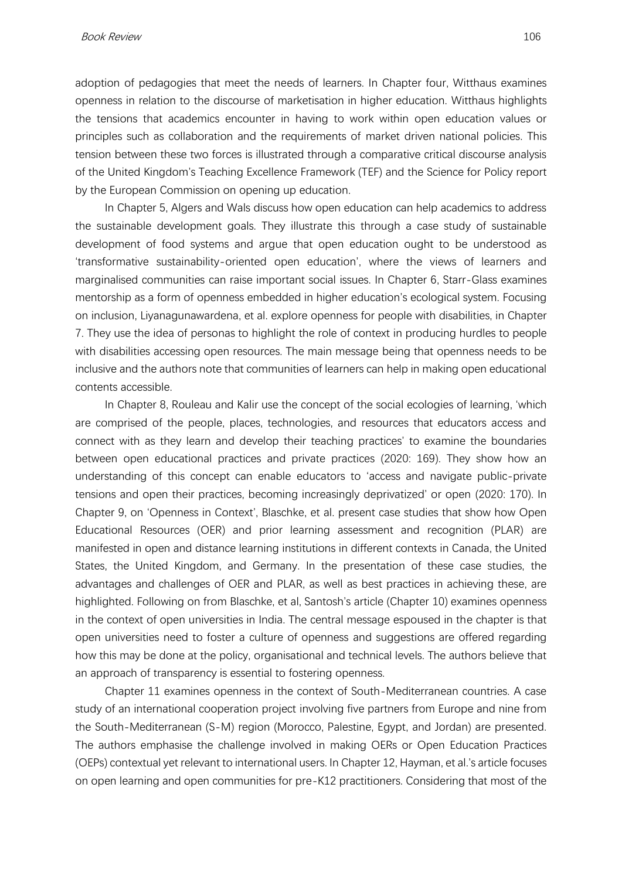adoption of pedagogies that meet the needs of learners. In Chapter four, Witthaus examines openness in relation to the discourse of marketisation in higher education. Witthaus highlights the tensions that academics encounter in having to work within open education values or principles such as collaboration and the requirements of market driven national policies. This tension between these two forces is illustrated through a comparative critical discourse analysis of the United Kingdom's Teaching Excellence Framework (TEF) and the Science for Policy report by the European Commission on opening up education.

In Chapter 5, Algers and Wals discuss how open education can help academics to address the sustainable development goals. They illustrate this through a case study of sustainable development of food systems and argue that open education ought to be understood as 'transformative sustainability-oriented open education', where the views of learners and marginalised communities can raise important social issues. In Chapter 6, Starr-Glass examines mentorship as a form of openness embedded in higher education's ecological system. Focusing on inclusion, Liyanagunawardena, et al. explore openness for people with disabilities, in Chapter 7. They use the idea of personas to highlight the role of context in producing hurdles to people with disabilities accessing open resources. The main message being that openness needs to be inclusive and the authors note that communities of learners can help in making open educational contents accessible.

In Chapter 8, Rouleau and Kalir use the concept of the social ecologies of learning, 'which are comprised of the people, places, technologies, and resources that educators access and connect with as they learn and develop their teaching practices' to examine the boundaries between open educational practices and private practices (2020: 169). They show how an understanding of this concept can enable educators to 'access and navigate public-private tensions and open their practices, becoming increasingly deprivatized' or open (2020: 170). In Chapter 9, on 'Openness in Context', Blaschke, et al. present case studies that show how Open Educational Resources (OER) and prior learning assessment and recognition (PLAR) are manifested in open and distance learning institutions in different contexts in Canada, the United States, the United Kingdom, and Germany. In the presentation of these case studies, the advantages and challenges of OER and PLAR, as well as best practices in achieving these, are highlighted. Following on from Blaschke, et al, Santosh's article (Chapter 10) examines openness in the context of open universities in India. The central message espoused in the chapter is that open universities need to foster a culture of openness and suggestions are offered regarding how this may be done at the policy, organisational and technical levels. The authors believe that an approach of transparency is essential to fostering openness.

Chapter 11 examines openness in the context of South-Mediterranean countries. A case study of an international cooperation project involving five partners from Europe and nine from the South-Mediterranean (S-M) region (Morocco, Palestine, Egypt, and Jordan) are presented. The authors emphasise the challenge involved in making OERs or Open Education Practices (OEPs) contextual yet relevant to international users. In Chapter 12, Hayman, et al.'s article focuses on open learning and open communities for pre-K12 practitioners. Considering that most of the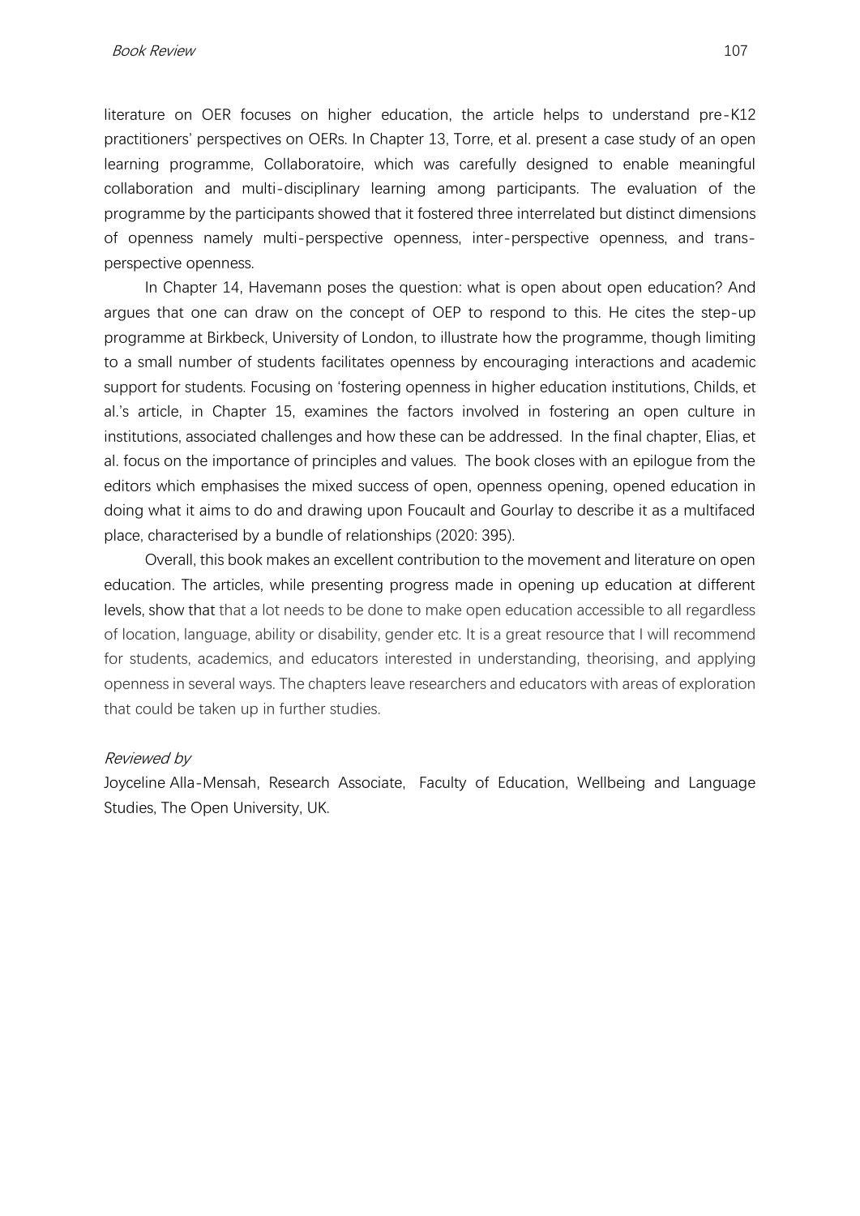literature on OER focuses on higher education, the article helps to understand pre-K12 practitioners' perspectives on OERs. In Chapter 13, Torre, et al. present a case study of an open learning programme, Collaboratoire, which was carefully designed to enable meaningful collaboration and multi-disciplinary learning among participants. The evaluation of the programme by the participants showed that it fostered three interrelated but distinct dimensions of openness namely multi-perspective openness, inter-perspective openness, and trans-perspective openness.

In Chapter 14, Havemann poses the question: what is open about open education? And argues that one can draw on the concept of OEP to respond to this. He cites the step-up programme at Birkbeck, University of London, to illustrate how the programme, though limiting to a small number of students facilitates openness by encouraging interactions and academic support for students. Focusing on 'fostering openness in higher education institutions, Childs, et al.'s article, in Chapter 15, examines the factors involved in fostering an open culture in institutions, associated challenges and how these can be addressed. In the final chapter, Elias, et al. focus on the importance of principles and values. The book closes with an epilogue from the editors which emphasises the mixed success of open, openness opening, opened education in doing what it aims to do and drawing upon Foucault and Gourlay to describe it as a multifaced place, characterised by a bundle of relationships (2020: 395).

Overall, this book makes an excellent contribution to the movement and literature on open education. The articles, while presenting progress made in opening up education at different levels, show that that a lot needs to be done to make open education accessible to all regardless of location, language, ability or disability, gender etc. It is a great resource that I will recommend for students, academics, and educators interested in understanding, theorising, and applying openness in several ways. The chapters leave researchers and educators with areas of exploration that could be taken up in further studies.

*Reviewed by*

Joyceline Alla-Mensah, Research Associate, Faculty of Education, Wellbeing and Language Studies, The Open University, UK.